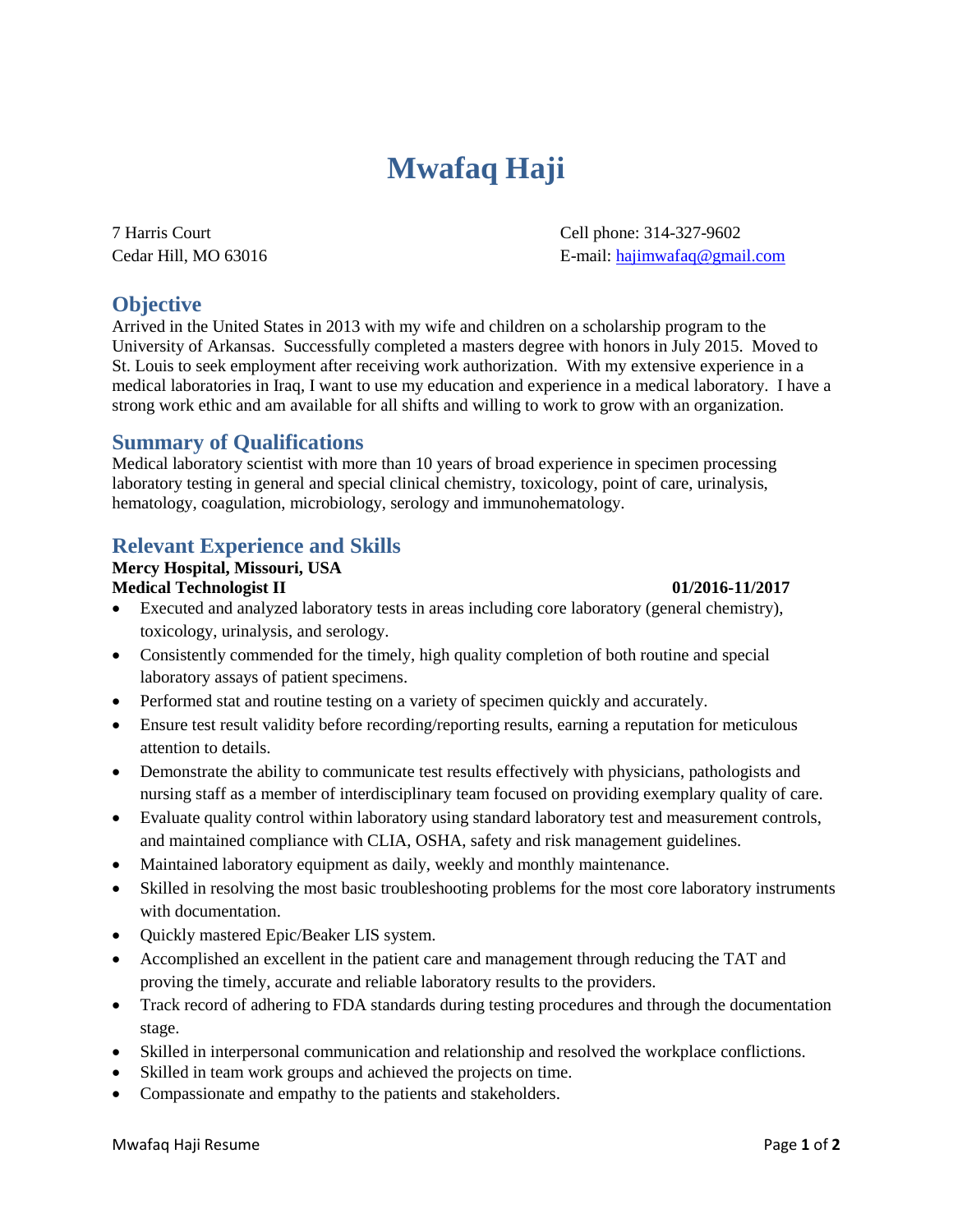# Mwafaq Haji

7 Harris Court
Cedar Hill, MO 63016

Cell phone: 314-327-9602
E-mail: hajimwafaq@gmail.com

## Objective

Arrived in the United States in 2013 with my wife and children on a scholarship program to the University of Arkansas. Successfully completed a masters degree with honors in July 2015. Moved to St. Louis to seek employment after receiving work authorization. With my extensive experience in a medical laboratories in Iraq, I want to use my education and experience in a medical laboratory. I have a strong work ethic and am available for all shifts and willing to work to grow with an organization.

## Summary of Qualifications

Medical laboratory scientist with more than 10 years of broad experience in specimen processing laboratory testing in general and special clinical chemistry, toxicology, point of care, urinalysis, hematology, coagulation, microbiology, serology and immunohematology.

## Relevant Experience and Skills

**Mercy Hospital, Missouri, USA**
**Medical Technologist II** **01/2016-11/2017**

- Executed and analyzed laboratory tests in areas including core laboratory (general chemistry), toxicology, urinalysis, and serology.
- Consistently commended for the timely, high quality completion of both routine and special laboratory assays of patient specimens.
- Performed stat and routine testing on a variety of specimen quickly and accurately.
- Ensure test result validity before recording/reporting results, earning a reputation for meticulous attention to details.
- Demonstrate the ability to communicate test results effectively with physicians, pathologists and nursing staff as a member of interdisciplinary team focused on providing exemplary quality of care.
- Evaluate quality control within laboratory using standard laboratory test and measurement controls, and maintained compliance with CLIA, OSHA, safety and risk management guidelines.
- Maintained laboratory equipment as daily, weekly and monthly maintenance.
- Skilled in resolving the most basic troubleshooting problems for the most core laboratory instruments with documentation.
- Quickly mastered Epic/Beaker LIS system.
- Accomplished an excellent in the patient care and management through reducing the TAT and proving the timely, accurate and reliable laboratory results to the providers.
- Track record of adhering to FDA standards during testing procedures and through the documentation stage.
- Skilled in interpersonal communication and relationship and resolved the workplace conflictions.
- Skilled in team work groups and achieved the projects on time.
- Compassionate and empathy to the patients and stakeholders.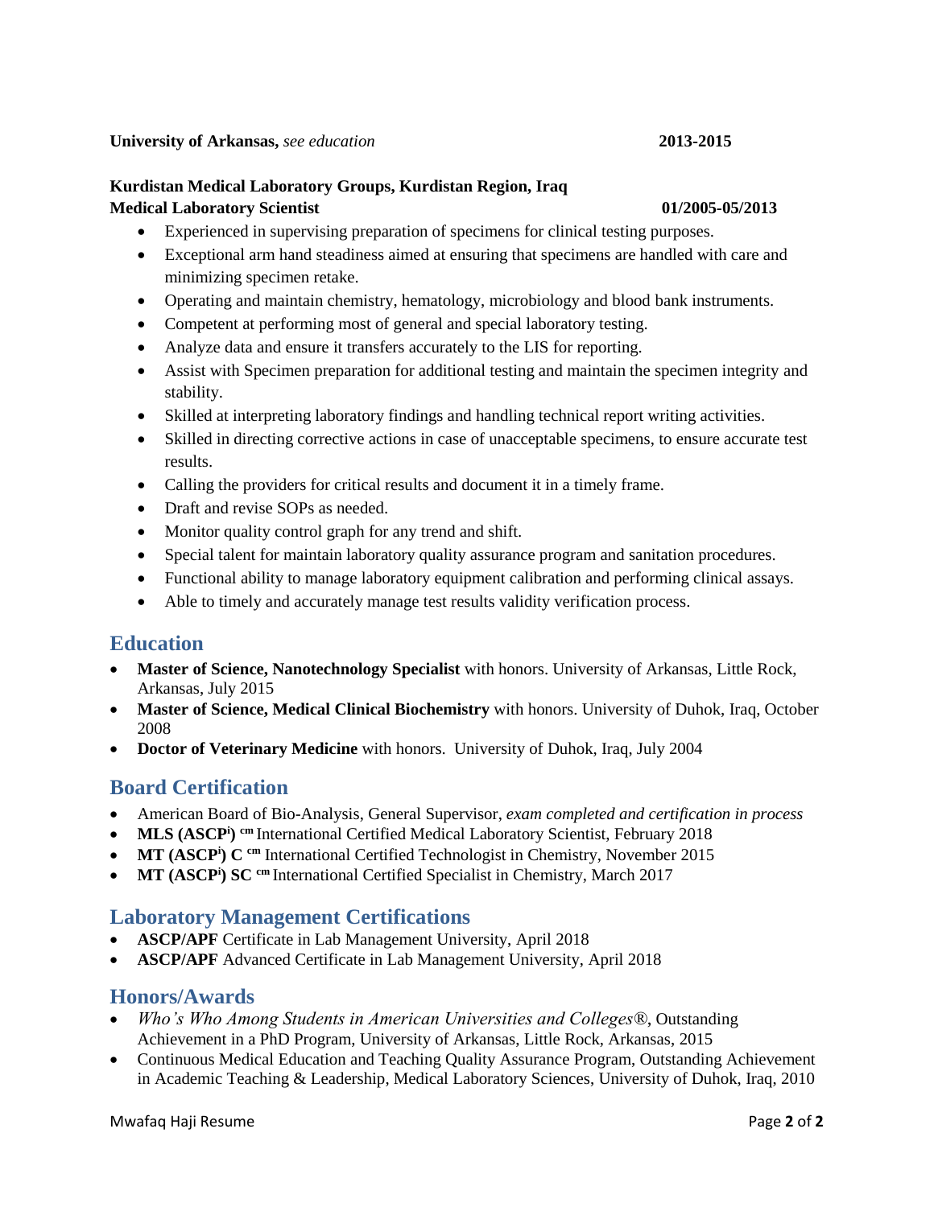**University of Arkansas,** *see education* **2013-2015**

**Kurdistan Medical Laboratory Groups, Kurdistan Region, Iraq**
**Medical Laboratory Scientist** **01/2005-05/2013**

- Experienced in supervising preparation of specimens for clinical testing purposes.
- Exceptional arm hand steadiness aimed at ensuring that specimens are handled with care and minimizing specimen retake.
- Operating and maintain chemistry, hematology, microbiology and blood bank instruments.
- Competent at performing most of general and special laboratory testing.
- Analyze data and ensure it transfers accurately to the LIS for reporting.
- Assist with Specimen preparation for additional testing and maintain the specimen integrity and stability.
- Skilled at interpreting laboratory findings and handling technical report writing activities.
- Skilled in directing corrective actions in case of unacceptable specimens, to ensure accurate test results.
- Calling the providers for critical results and document it in a timely frame.
- Draft and revise SOPs as needed.
- Monitor quality control graph for any trend and shift.
- Special talent for maintain laboratory quality assurance program and sanitation procedures.
- Functional ability to manage laboratory equipment calibration and performing clinical assays.
- Able to timely and accurately manage test results validity verification process.

## Education

- **Master of Science, Nanotechnology Specialist** with honors. University of Arkansas, Little Rock, Arkansas, July 2015
- **Master of Science, Medical Clinical Biochemistry** with honors. University of Duhok, Iraq, October 2008
- **Doctor of Veterinary Medicine** with honors. University of Duhok, Iraq, July 2004

## Board Certification

- American Board of Bio-Analysis, General Supervisor, *exam completed and certification in process*
- **MLS (ASCP$^{i}$) $^{cm}$** International Certified Medical Laboratory Scientist, February 2018
- **MT (ASCP$^{i}$) C $^{cm}$** International Certified Technologist in Chemistry, November 2015
- **MT (ASCP$^{i}$) SC $^{cm}$** International Certified Specialist in Chemistry, March 2017

## Laboratory Management Certifications

- **ASCP/APF** Certificate in Lab Management University, April 2018
- **ASCP/APF** Advanced Certificate in Lab Management University, April 2018

## Honors/Awards

- *Who's Who Among Students in American Universities and Colleges®*, Outstanding Achievement in a PhD Program, University of Arkansas, Little Rock, Arkansas, 2015
- Continuous Medical Education and Teaching Quality Assurance Program, Outstanding Achievement in Academic Teaching & Leadership, Medical Laboratory Sciences, University of Duhok, Iraq, 2010